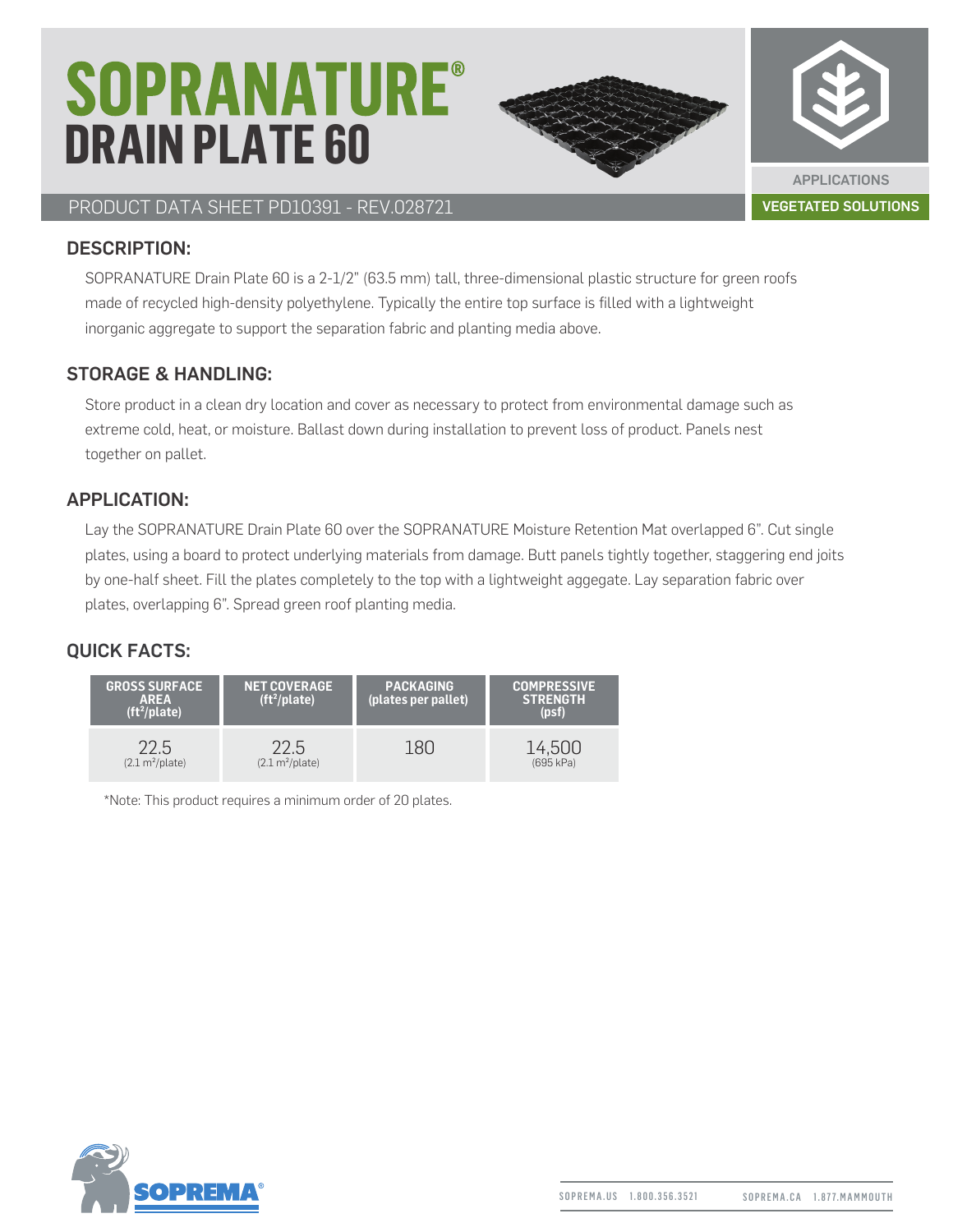# SOPRANATURE®
# DRAIN PLATE 60

PRODUCT DATA SHEET PD10391 - REV.028721

APPLICATIONS

VEGETATED SOLUTIONS

## DESCRIPTION:

SOPRANATURE Drain Plate 60 is a 2-1/2" (63.5 mm) tall, three-dimensional plastic structure for green roofs made of recycled high-density polyethylene. Typically the entire top surface is filled with a lightweight inorganic aggregate to support the separation fabric and planting media above.

## STORAGE & HANDLING:

Store product in a clean dry location and cover as necessary to protect from environmental damage such as extreme cold, heat, or moisture. Ballast down during installation to prevent loss of product. Panels nest together on pallet.

## APPLICATION:

Lay the SOPRANATURE Drain Plate 60 over the SOPRANATURE Moisture Retention Mat overlapped 6". Cut single plates, using a board to protect underlying materials from damage. Butt panels tightly together, staggering end joits by one-half sheet. Fill the plates completely to the top with a lightweight aggegate. Lay separation fabric over plates, overlapping 6". Spread green roof planting media.

## QUICK FACTS:

| GROSS SURFACE AREA ($ft^2$/plate) | NET COVERAGE ($ft^2$/plate) | PACKAGING (plates per pallet) | COMPRESSIVE STRENGTH (psf) |
|---|---|---|---|
| 22.5 (2.1 $m^2$/plate) | 22.5 (2.1 $m^2$/plate) | 180 | 14,500 (695 kPa) |

*Note: This product requires a minimum order of 20 plates.

SOPREMA.US 1.800.356.3521 SOPREMA.CA 1.877.MAMMOUTH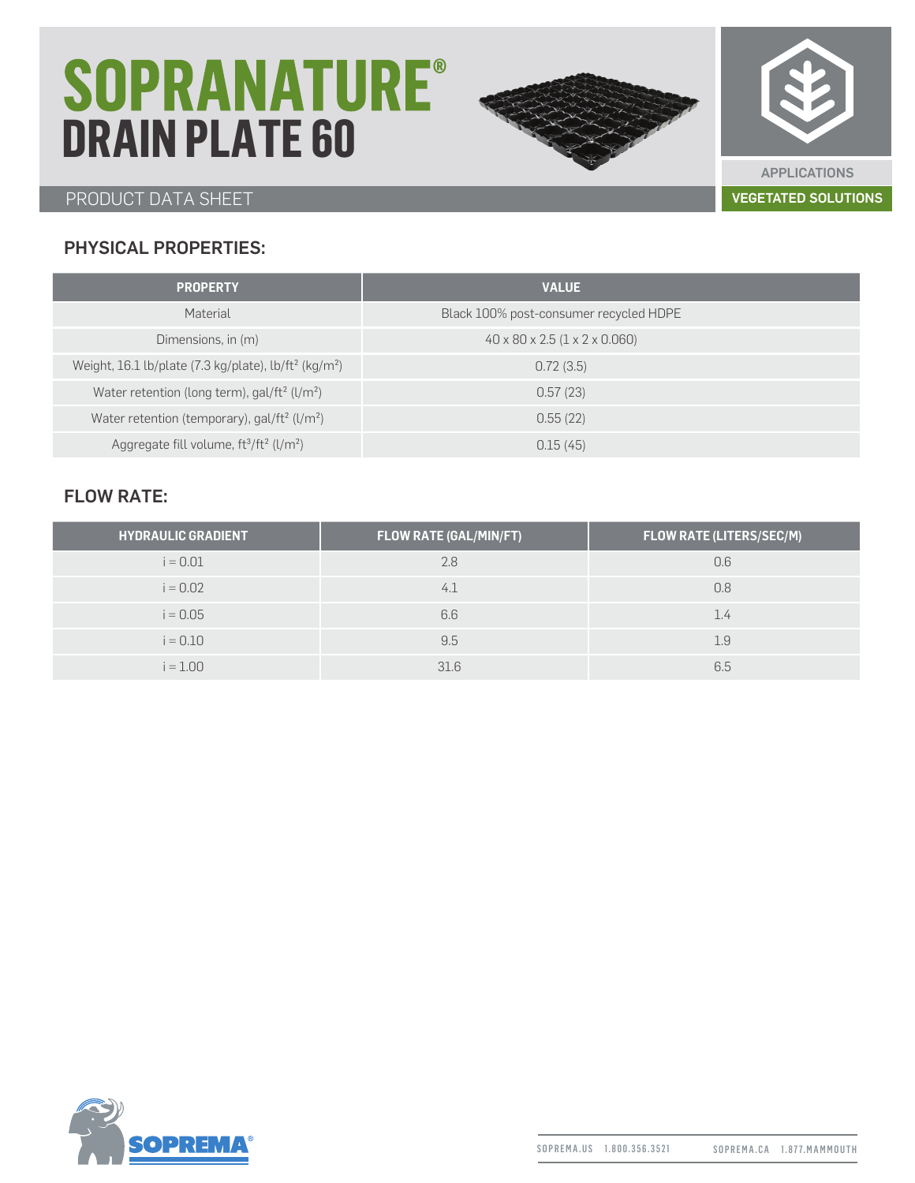# SOPRANATURE® DRAIN PLATE 60

PRODUCT DATA SHEET

APPLICATIONS

VEGETATED SOLUTIONS

## PHYSICAL PROPERTIES:

| PROPERTY | VALUE |
|---|---|
| Material | Black 100% post-consumer recycled HDPE |
| Dimensions, in (m) | 40 x 80 x 2.5 (1 x 2 x 0.060) |
| Weight, 16.1 lb/plate (7.3 kg/plate), lb/ft² (kg/m²) | 0.72 (3.5) |
| Water retention (long term), gal/ft² (l/m²) | 0.57 (23) |
| Water retention (temporary), gal/ft² (l/m²) | 0.55 (22) |
| Aggregate fill volume, ft³/ft² (l/m²) | 0.15 (45) |

## FLOW RATE:

| HYDRAULIC GRADIENT | FLOW RATE (GAL/MIN/FT) | FLOW RATE (LITERS/SEC/M) |
|---|---|---|
| i = 0.01 | 2.8 | 0.6 |
| i = 0.02 | 4.1 | 0.8 |
| i = 0.05 | 6.6 | 1.4 |
| i = 0.10 | 9.5 | 1.9 |
| i = 1.00 | 31.6 | 6.5 |

SOPREMA®

SOPREMA.US 1.800.356.3521 SOPREMA.CA 1.877.MAMMOUTH